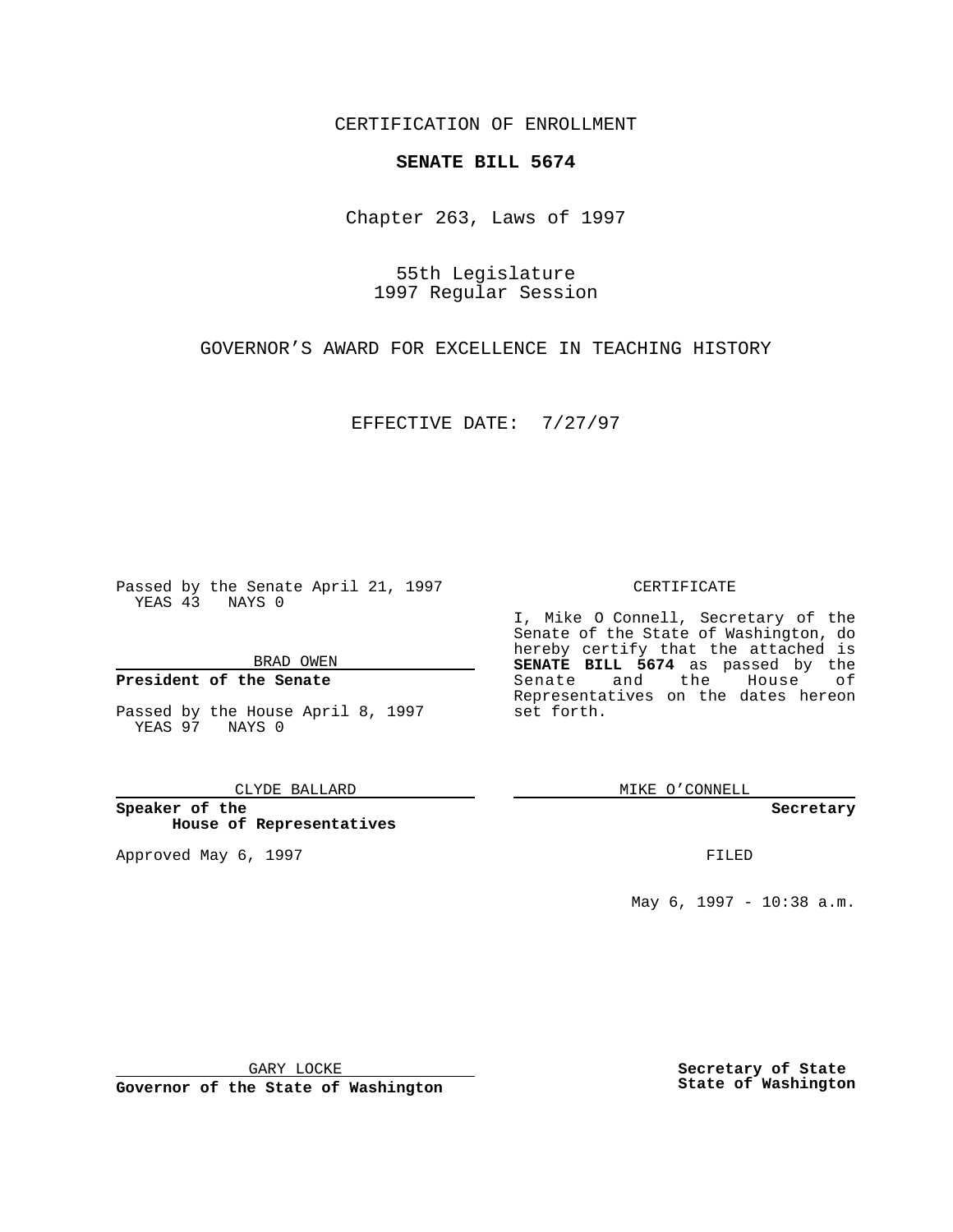CERTIFICATION OF ENROLLMENT

**SENATE BILL 5674**

Chapter 263, Laws of 1997

55th Legislature
1997 Regular Session

GOVERNOR'S AWARD FOR EXCELLENCE IN TEACHING HISTORY

EFFECTIVE DATE: 7/27/97

Passed by the Senate April 21, 1997
YEAS 43 NAYS 0

BRAD OWEN

**President of the Senate**

Passed by the House April 8, 1997
YEAS 97 NAYS 0

CLYDE BALLARD

**Speaker of the House of Representatives**

Approved May 6, 1997

GARY LOCKE

**Governor of the State of Washington**

CERTIFICATE

I, Mike O Connell, Secretary of the Senate of the State of Washington, do hereby certify that the attached is **SENATE BILL 5674** as passed by the Senate and the House of Representatives on the dates hereon set forth.

MIKE O'CONNELL

**Secretary**

FILED

May 6, 1997 - 10:38 a.m.

**Secretary of State**
**State of Washington**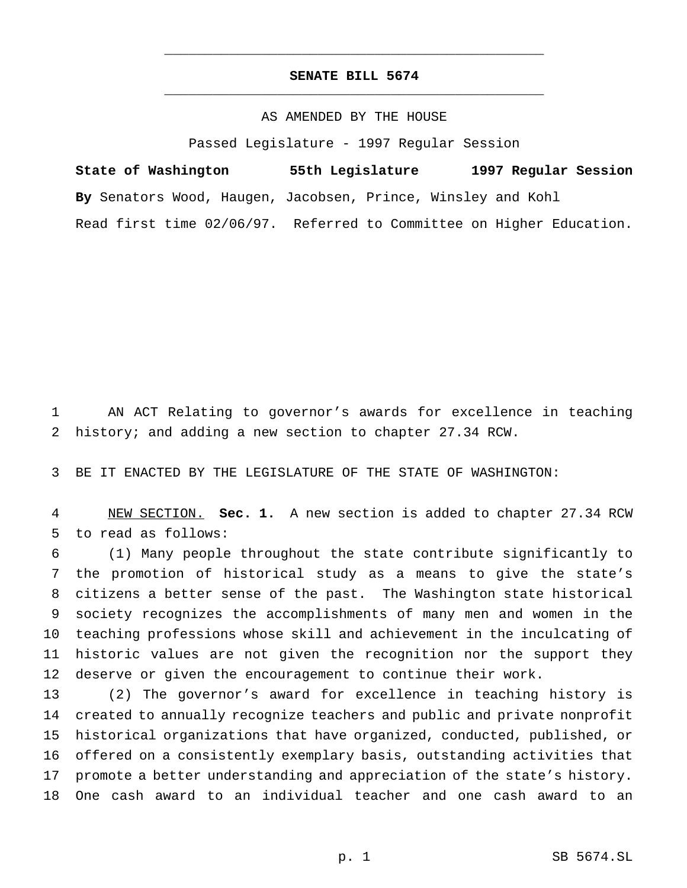# SENATE BILL 5674

AS AMENDED BY THE HOUSE

Passed Legislature - 1997 Regular Session

**State of Washington 55th Legislature 1997 Regular Session**

**By** Senators Wood, Haugen, Jacobsen, Prince, Winsley and Kohl

Read first time 02/06/97. Referred to Committee on Higher Education.

1 AN ACT Relating to governor's awards for excellence in teaching
2 history; and adding a new section to chapter 27.34 RCW.

3 BE IT ENACTED BY THE LEGISLATURE OF THE STATE OF WASHINGTON:

4 NEW SECTION. **Sec. 1.** A new section is added to chapter 27.34 RCW
5 to read as follows:
6 (1) Many people throughout the state contribute significantly to
7 the promotion of historical study as a means to give the state's
8 citizens a better sense of the past. The Washington state historical
9 society recognizes the accomplishments of many men and women in the
10 teaching professions whose skill and achievement in the inculcating of
11 historic values are not given the recognition nor the support they
12 deserve or given the encouragement to continue their work.
13 (2) The governor's award for excellence in teaching history is
14 created to annually recognize teachers and public and private nonprofit
15 historical organizations that have organized, conducted, published, or
16 offered on a consistently exemplary basis, outstanding activities that
17 promote a better understanding and appreciation of the state's history.
18 One cash award to an individual teacher and one cash award to an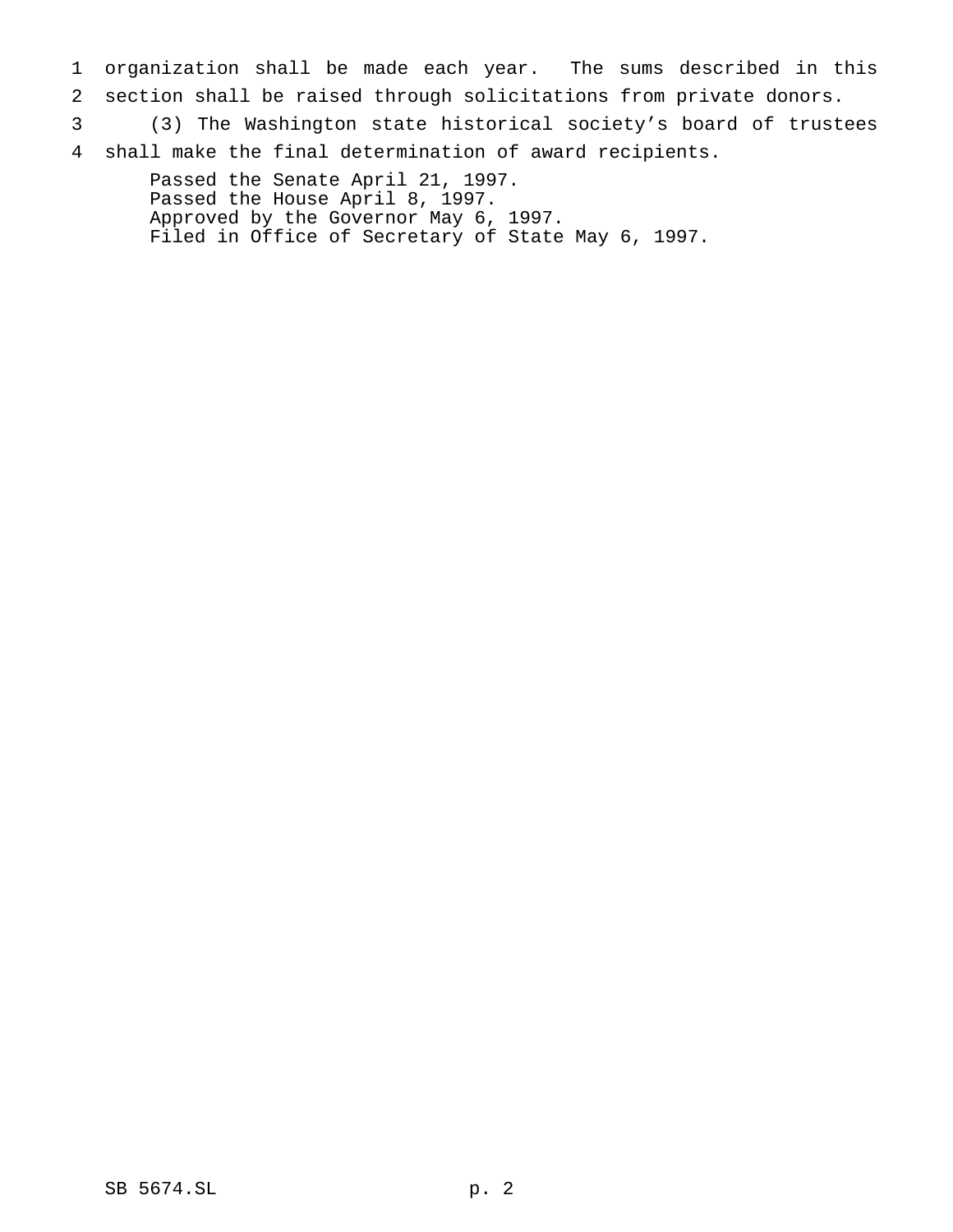organization shall be made each year. The sums described in this section shall be raised through solicitations from private donors.

(3) The Washington state historical society's board of trustees shall make the final determination of award recipients.

Passed the Senate April 21, 1997.
Passed the House April 8, 1997.
Approved by the Governor May 6, 1997.
Filed in Office of Secretary of State May 6, 1997.